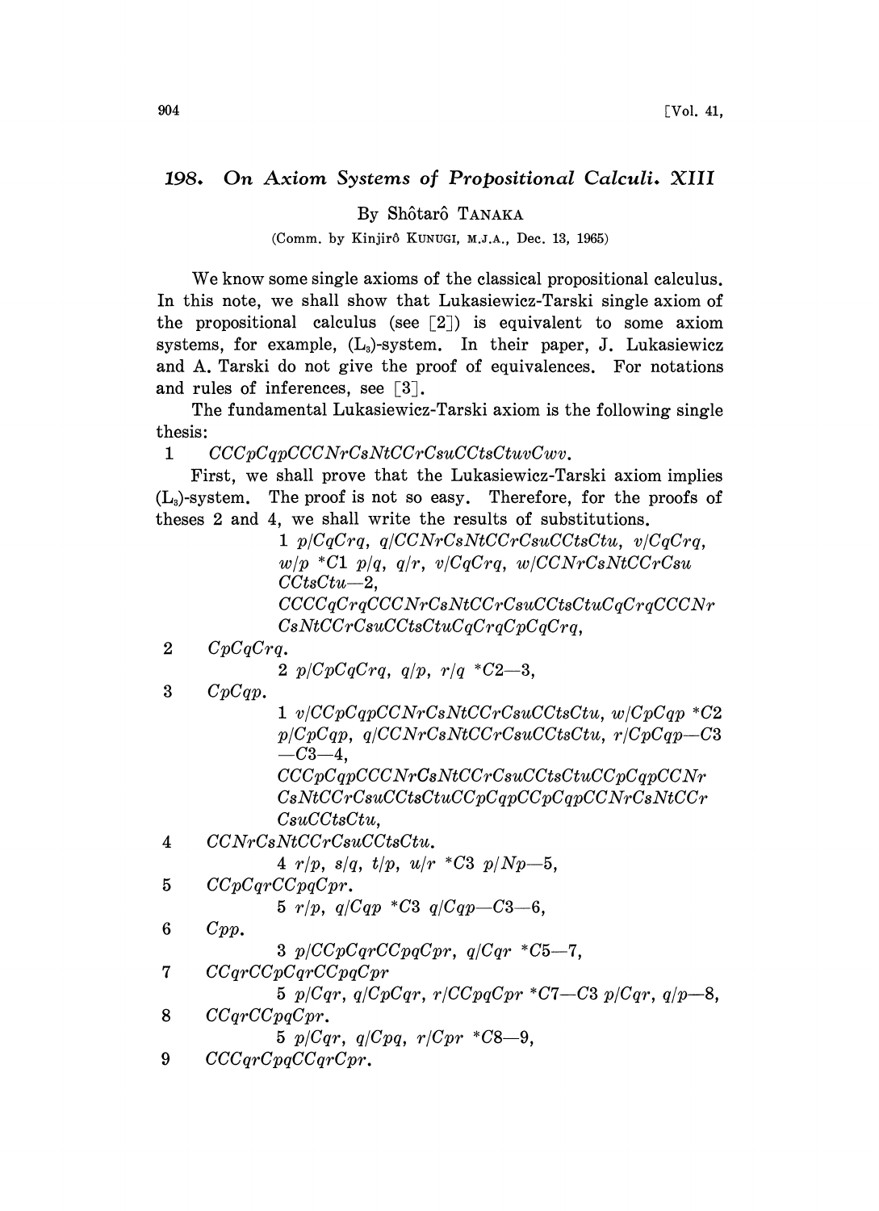## 198. On Axiom Systems of Propositional Calculi. XIII

By Shôtarô TANAKA

(Comm. by Kinjirô KUNUGI, M.J.A., Dec. 13, 1965)

We know some single axioms of the classical propositional calculus. In this note, we shall show that Lukasiewicz-Tarski single axiom of the propositional calculus (see [2]) is equivalent to some axiom systems, for example, ($L_3$)-system. In their paper, J. Lukasiewicz and A. Tarski do not give the proof of equivalences. For notations and rules of inferences, see [3].

The fundamental Lukasiewicz-Tarski axiom is the following single thesis:

1 *CCCpCqpCCCNrCsNtCCrCsuCCtsCtuvCwv.*

First, we shall prove that the Lukasiewicz-Tarski axiom implies ($L_3$)-system. The proof is not so easy. Therefore, for the proofs of theses 2 and 4, we shall write the results of substitutions.

1 *p/CqCrq, q/CCNrCsNtCCrCsuCCtsCtu, v/CqCrq, w/p* \*C1 *p/q, q/r, v/CqCrq, w/CCNrCsNtCCrCsuCCtsCtu*—2,

*CCCCqCrqCCCNrCsNtCCrCsuCCtsCtuCqCrqCCCNrCsNtCCrCsuCCtsCtuCqCrqCpCqCrq*,

2 *CpCqCrq.*

2 *p/CpCqCrq, q/p, r/q* \*C2—3,

3 *CpCqp.*

1 *v/CCpCqpCCNrCsNtCCrCsuCCtsCtu, w/CpCqp* \*C2 *p/CpCqp, q/CCNrCsNtCCrCsuCCtsCtu, r/CpCqp*—C3—C3—4,

*CCCpCqpCCCNrCsNtCCrCsuCCtsCtuCCpCqpCCNrCsNtCCrCsuCCtsCtuCCpCqpCCpCqpCCNrCsNtCCrCsuCCtsCtu*,

4 *CCNrCsNtCCrCsuCCtsCtu.*

4 *r/p, s/q, t/p, u/r* \*C3 *p/Np*—5,

5 *CCpCqrCCpqCpr.*

5 *r/p, q/Cqp* \*C3 *q/Cqp*—C3—6,

6 *Cpp.*

3 *p/CCpCqrCCpqCpr, q/Cqr* \*C5—7,

7 *CCqrCCpCqrCCpqCpr*

5 *p/Cqr, q/CpCqr, r/CCpqCpr* \*C7—C3 *p/Cqr, q/p*—8,

8 *CCqrCCpqCpr.*

5 *p/Cqr, q/Cpq, r/Cpr* \*C8—9,

9 *CCCqrCpqCCqrCpr.*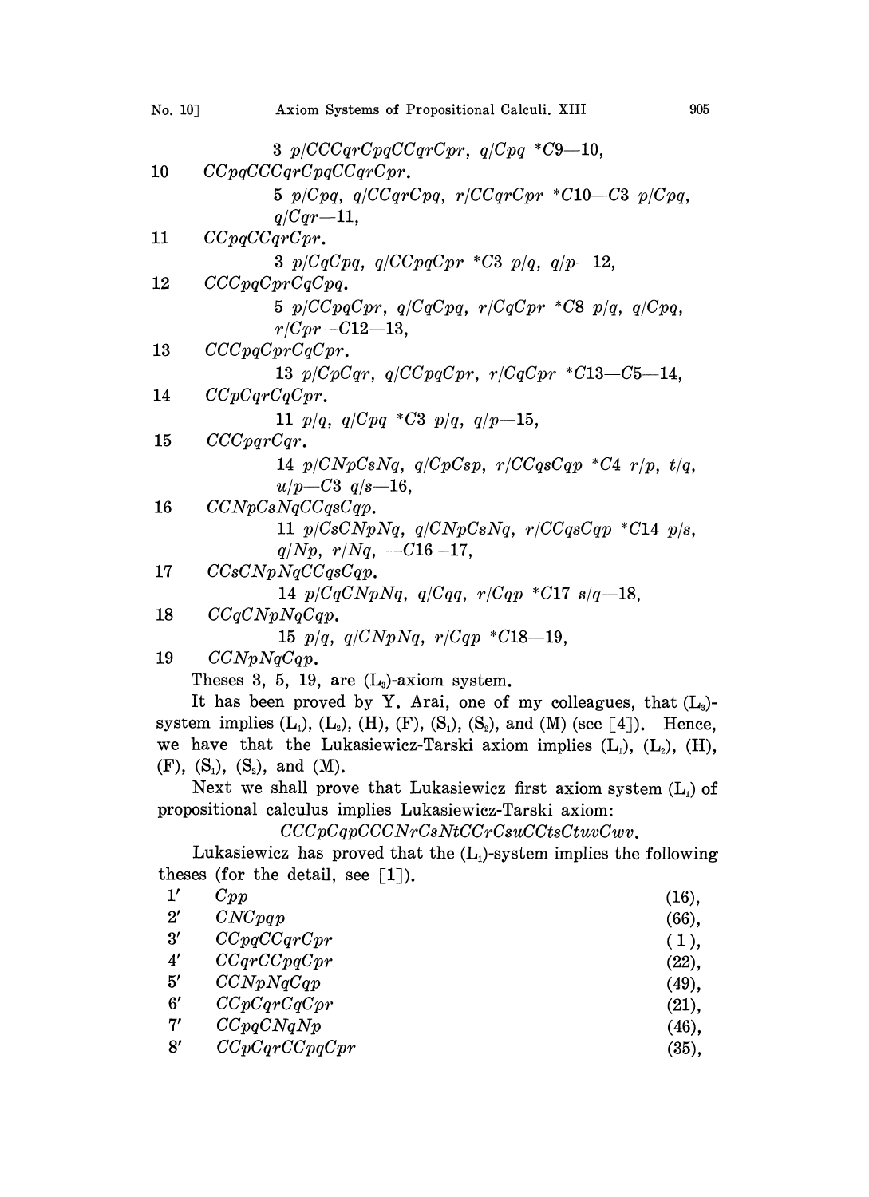3 $p/CCCqrCpqCCqrCpr$, $q/Cpq$ $*C9—10$,

10 $CCpqCCCqrCpqCCqrCpr$.

5 $p/Cpq$, $q/CCqrCpq$, $r/CCqrCpr$ $*C10—C3$ $p/Cpq$, $q/Cqr—11$,

11 $CCpqCCqrCpr$.

3 $p/CqCpq$, $q/CCpqCpr$ $*C3$ $p/q$, $q/p—12$,

12 $CCCpqCprCqCpq$.

5 $p/CCpqCpr$, $q/CqCpq$, $r/CqCpr$ $*C8$ $p/q$, $q/Cpq$, $r/Cpr—C12—13$,

13 $CCCpqCprCqCpr$.

13 $p/CpCqr$, $q/CCpqCpr$, $r/CqCpr$ $*C13—C5—14$,

14 $CCpCqrCqCpr$.

11 $p/q$, $q/Cpq$ $*C3$ $p/q$, $q/p—15$,

15 $CCCpqrCqr$.

14 $p/CNpCsNq$, $q/CpCsp$, $r/CCqsCqp$ $*C4$ $r/p$, $t/q$, $u/p—C3$ $q/s—16$,

16 $CCNpCsNqCCqsCqp$.

11 $p/CsCNpNq$, $q/CNpCsNq$, $r/CCqsCqp$ $*C14$ $p/s$, $q/Np$, $r/Nq$, $—C16—17$,

17 $CCsCNpNqCCqsCqp$.

14 $p/CqCNpNq$, $q/Cqq$, $r/Cqp$ $*C17$ $s/q—18$,

18 $CCqCNpNqCqp$.

15 $p/q$, $q/CNpNq$, $r/Cqp$ $*C18—19$,

19 $CCNpNqCqp$.

Theses 3, 5, 19, are ($L_3$)-axiom system.

It has been proved by Y. Arai, one of my colleagues, that ($L_3$)-system implies ($L_1$), ($L_2$), (H), (F), ($S_1$), ($S_2$), and (M) (see [4]). Hence, we have that the Lukasiewicz-Tarski axiom implies ($L_1$), ($L_2$), (H), (F), ($S_1$), ($S_2$), and (M).

Next we shall prove that Lukasiewicz first axiom system ($L_1$) of propositional calculus implies Lukasiewicz-Tarski axiom:

$$CCCpCqpCCCNrCsNtCCrCsuCCtsCtuvCwv.$$

Lukasiewicz has proved that the ($L_1$)-system implies the following theses (for the detail, see [1]).

| | | |
|---|---|---|
| 1′ | $Cpp$ | (16), |
| 2′ | $CNCpqp$ | (66), |
| 3′ | $CCpqCCqrCpr$ | (1), |
| 4′ | $CCqrCCpqCpr$ | (22), |
| 5′ | $CCNpNqCqp$ | (49), |
| 6′ | $CCpCqrCqCpr$ | (21), |
| 7′ | $CCpqCNqNp$ | (46), |
| 8′ | $CCpCqrCCpqCpr$ | (35), |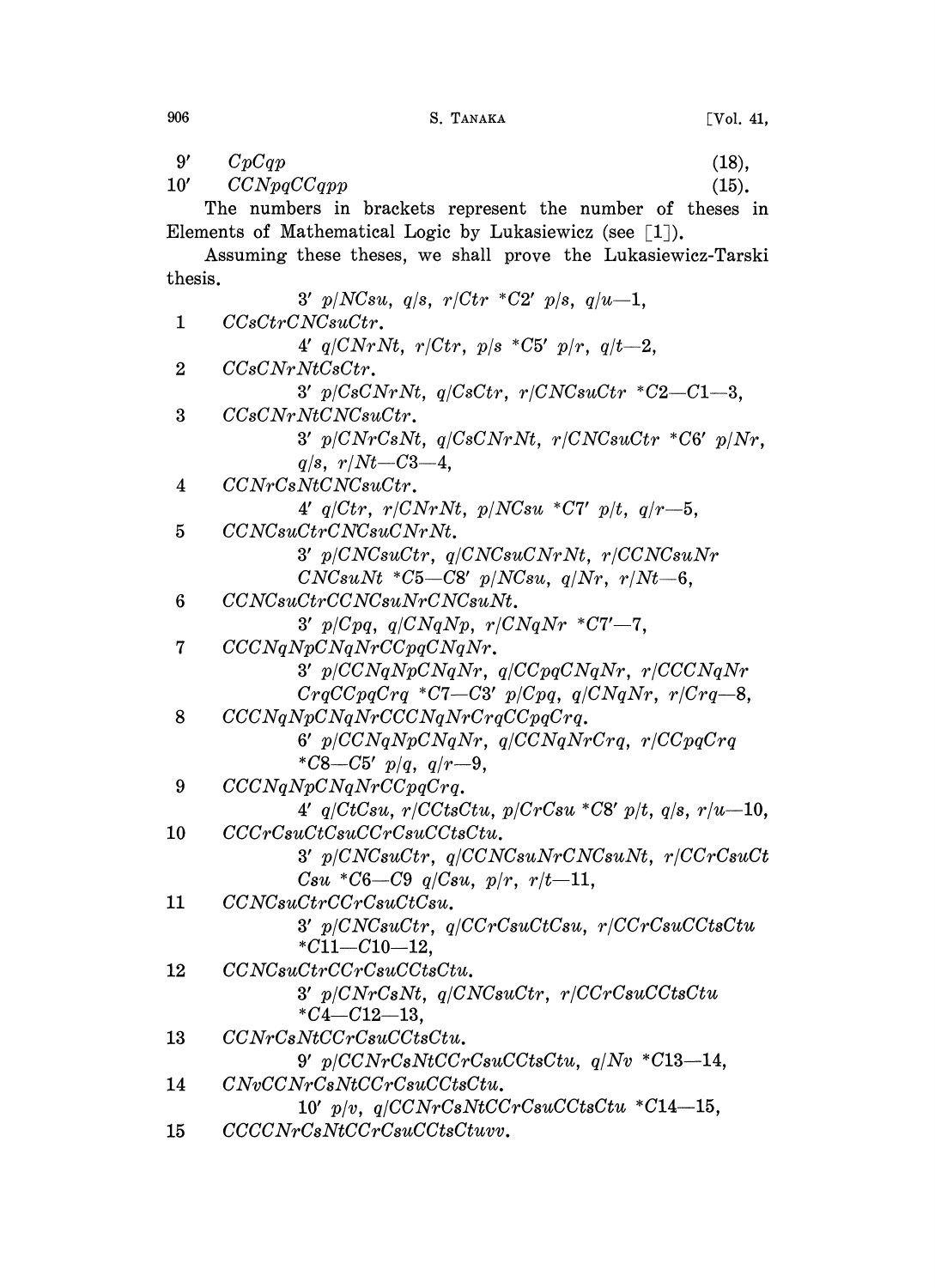9′ *CpCqp* (18),

10′ *CCNpqCCqpp* (15).

The numbers in brackets represent the number of theses in Elements of Mathematical Logic by Lukasiewicz (see [1]).

Assuming these theses, we shall prove the Lukasiewicz-Tarski thesis.

3′ *p/NCsu*, *q/s*, *r/Ctr* \**C*2′ *p/s*, *q/u*—1,

1 *CCsCtrCNCsuCtr*.

4′ *q/CNrNt*, *r/Ctr*, *p/s* \**C*5′ *p/r*, *q/t*—2,

2 *CCsCNrNtCsCtr*.

3′ *p/CsCNrNt*, *q/CsCtr*, *r/CNCsuCtr* \**C*2—*C*1—3,

3 *CCsCNrNtCNCsuCtr*.

3′ *p/CNrCsNt*, *q/CsCNrNt*, *r/CNCsuCtr* \**C*6′ *p/Nr*, *q/s*, *r/Nt*—*C*3—4,

4 *CCNrCsNtCNCsuCtr*.

4′ *q/Ctr*, *r/CNrNt*, *p/NCsu* \**C*7′ *p/t*, *q/r*—5,

5 *CCNCsuCtrCNCsuCNrNt*.

3′ *p/CNCsuCtr*, *q/CNCsuCNrNt*, *r/CCNCsuNr CNCsuNt* \**C*5—*C*8′ *p/NCsu*, *q/Nr*, *r/Nt*—6,

6 *CCNCsuCtrCCNCsuNrCNCsuNt*.

3′ *p/Cpq*, *q/CNqNp*, *r/CNqNr* \**C*7′—7,

7 *CCCNqNpCNqNrCCpqCNqNr*.

3′ *p/CCNqNpCNqNr*, *q/CCpqCNqNr*, *r/CCCNqNr CrqCCpqCrq* \**C*7—*C*3′ *p/Cpq*, *q/CNqNr*, *r/Crq*—8,

8 *CCCNqNpCNqNrCCCNqNrCrqCCpqCrq*.

6′ *p/CCNqNpCNqNr*, *q/CCNqNrCrq*, *r/CCpqCrq* \**C*8—*C*5′ *p/q*, *q/r*—9,

9 *CCCNqNpCNqNrCCpqCrq*.

4′ *q/CtCsu*, *r/CCtsCtu*, *p/CrCsu* \**C*8′ *p/t*, *q/s*, *r/u*—10,

10 *CCCrCsuCtCsuCCrCsuCCtsCtu*.

3′ *p/CNCsuCtr*, *q/CCNCsuNrCNCsuNt*, *r/CCrCsuCt Csu* \**C*6—*C*9 *q/Csu*, *p/r*, *r/t*—11,

11 *CCNCsuCtrCCrCsuCtCsu*.

3′ *p/CNCsuCtr*, *q/CCrCsuCtCsu*, *r/CCrCsuCCtsCtu* \**C*11—*C*10—12,

12 *CCNCsuCtrCCrCsuCCtsCtu*.

3′ *p/CNrCsNt*, *q/CNCsuCtr*, *r/CCrCsuCCtsCtu* \**C*4—*C*12—13,

13 *CCNrCsNtCCrCsuCCtsCtu*.

9′ *p/CCNrCsNtCCrCsuCCtsCtu*, *q/Nv* \**C*13—14,

14 *CNvCCNrCsNtCCrCsuCCtsCtu*.

10′ *p/v*, *q/CCNrCsNtCCrCsuCCtsCtu* \**C*14—15,

15 *CCCCNrCsNtCCrCsuCCtsCtuvv*.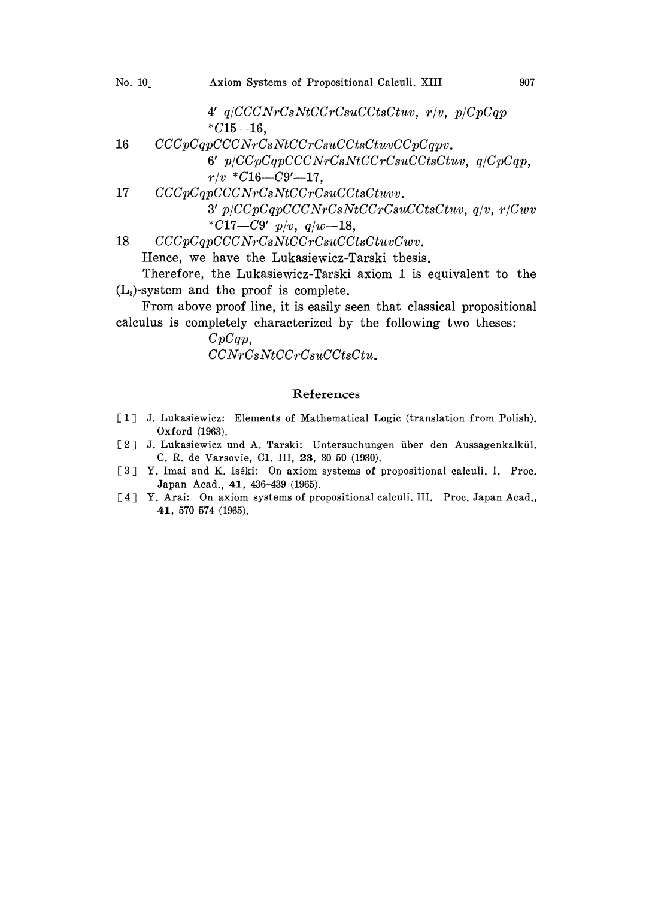4′ $q/CCCNrCsNtCCrCsuCCtsCtuv$, $r/v$, $p/CpCqp$
$*C15—16$,

16 $CCCpCqpCCCNrCsNtCCrCsuCCtsCtuvCCpCqpv$.

6′ $p/CCpCqpCCCNrCsNtCCrCsuCCtsCtuv$, $q/CpCqp$,
$r/v$ $*C16—C9'—17$,

17 $CCCpCqpCCCNrCsNtCCrCsuCCtsCtuvv$.

3′ $p/CCpCqpCCCNrCsNtCCrCsuCCtsCtuv$, $q/v$, $r/Cwv$
$*C17—C9'$ $p/v$, $q/w—18$,

18 $CCCpCqpCCCNrCsNtCCrCsuCCtsCtuvCwv$.

Hence, we have the Lukasiewicz-Tarski thesis.

Therefore, the Lukasiewicz-Tarski axiom 1 is equivalent to the $(L_3)$-system and the proof is complete.

From above proof line, it is easily seen that classical propositional calculus is completely characterized by the following two theses:

$CpCqp$,

$CCNrCsNtCCrCsuCCtsCtu$.

## References

[1] J. Lukasiewicz: Elements of Mathematical Logic (translation from Polish). Oxford (1963).

[2] J. Lukasiewicz und A. Tarski: Untersuchungen über den Aussagenkalkül. C. R. de Varsovie, Cl. III, **23**, 30–50 (1930).

[3] Y. Imai and K. Iséki: On axiom systems of propositional calculi. I. Proc. Japan Acad., **41**, 436–439 (1965).

[4] Y. Arai: On axiom systems of propositional calculi. III. Proc. Japan Acad., **41**, 570–574 (1965).